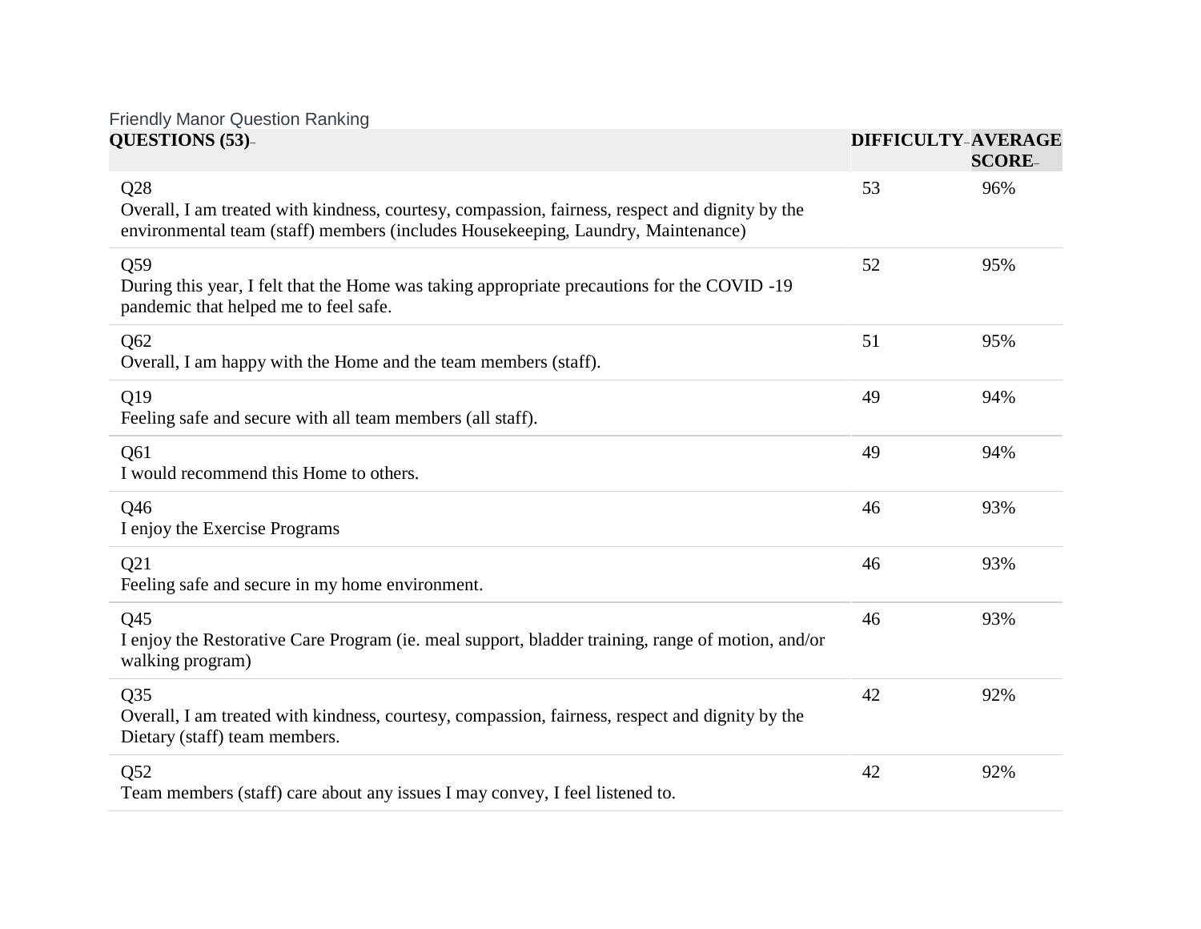Friendly Manor Question Ranking

| QUESTIONS (53) | DIFFICULTY | AVERAGE SCORE |
| --- | --- | --- |
| Q28<br>Overall, I am treated with kindness, courtesy, compassion, fairness, respect and dignity by the environmental team (staff) members (includes Housekeeping, Laundry, Maintenance) | 53 | 96% |
| Q59<br>During this year, I felt that the Home was taking appropriate precautions for the COVID -19 pandemic that helped me to feel safe. | 52 | 95% |
| Q62<br>Overall, I am happy with the Home and the team members (staff). | 51 | 95% |
| Q19<br>Feeling safe and secure with all team members (all staff). | 49 | 94% |
| Q61<br>I would recommend this Home to others. | 49 | 94% |
| Q46<br>I enjoy the Exercise Programs | 46 | 93% |
| Q21<br>Feeling safe and secure in my home environment. | 46 | 93% |
| Q45<br>I enjoy the Restorative Care Program (ie. meal support, bladder training, range of motion, and/or walking program) | 46 | 93% |
| Q35<br>Overall, I am treated with kindness, courtesy, compassion, fairness, respect and dignity by the Dietary (staff) team members. | 42 | 92% |
| Q52<br>Team members (staff) care about any issues I may convey, I feel listened to. | 42 | 92% |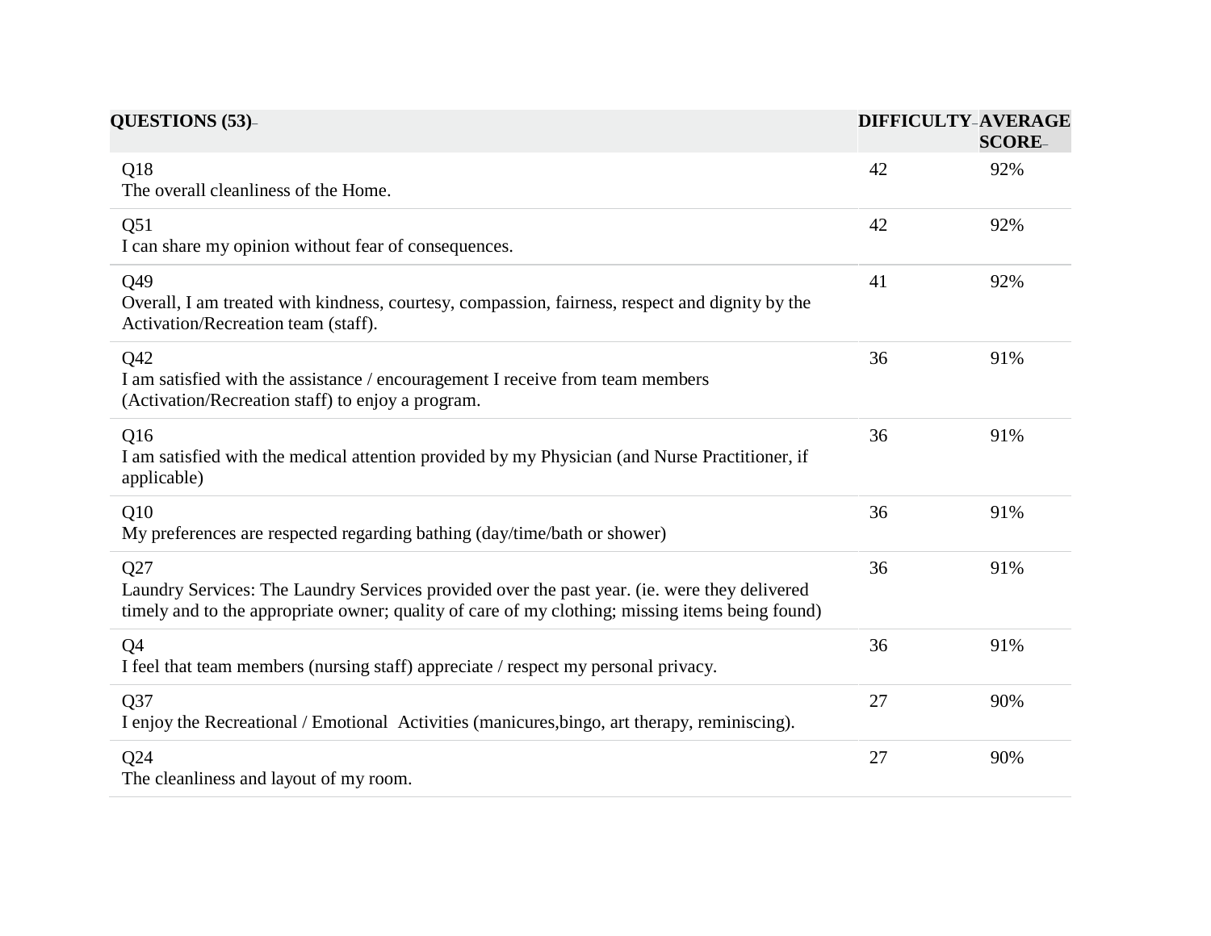| QUESTIONS (53) | DIFFICULTY | AVERAGE SCORE |
|---|---|---|
| Q18<br>The overall cleanliness of the Home. | 42 | 92% |
| Q51<br>I can share my opinion without fear of consequences. | 42 | 92% |
| Q49<br>Overall, I am treated with kindness, courtesy, compassion, fairness, respect and dignity by the Activation/Recreation team (staff). | 41 | 92% |
| Q42<br>I am satisfied with the assistance / encouragement I receive from team members (Activation/Recreation staff) to enjoy a program. | 36 | 91% |
| Q16<br>I am satisfied with the medical attention provided by my Physician (and Nurse Practitioner, if applicable) | 36 | 91% |
| Q10<br>My preferences are respected regarding bathing (day/time/bath or shower) | 36 | 91% |
| Q27<br>Laundry Services: The Laundry Services provided over the past year. (ie. were they delivered timely and to the appropriate owner; quality of care of my clothing; missing items being found) | 36 | 91% |
| Q4<br>I feel that team members (nursing staff) appreciate / respect my personal privacy. | 36 | 91% |
| Q37<br>I enjoy the Recreational / Emotional Activities (manicures,bingo, art therapy, reminiscing). | 27 | 90% |
| Q24<br>The cleanliness and layout of my room. | 27 | 90% |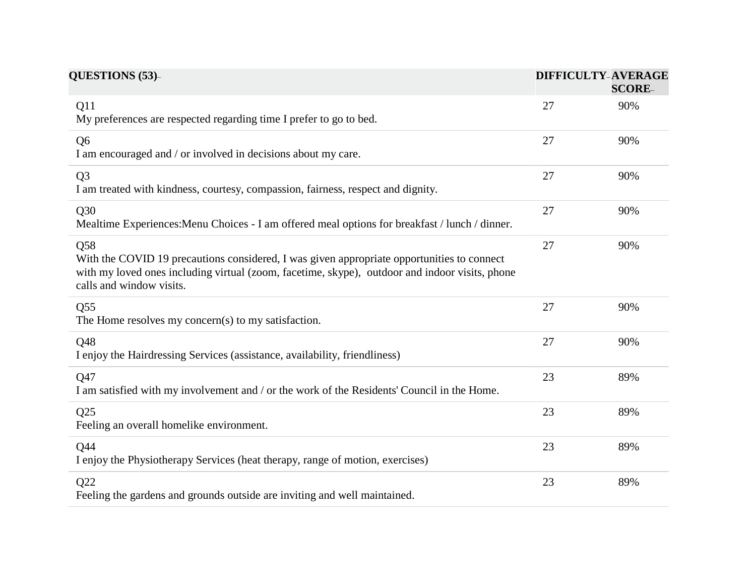| QUESTIONS (53) | DIFFICULTY | AVERAGE SCORE |
|---|---|---|
| Q11<br>My preferences are respected regarding time I prefer to go to bed. | 27 | 90% |
| Q6<br>I am encouraged and / or involved in decisions about my care. | 27 | 90% |
| Q3<br>I am treated with kindness, courtesy, compassion, fairness, respect and dignity. | 27 | 90% |
| Q30<br>Mealtime Experiences:Menu Choices - I am offered meal options for breakfast / lunch / dinner. | 27 | 90% |
| Q58<br>With the COVID 19 precautions considered, I was given appropriate opportunities to connect with my loved ones including virtual (zoom, facetime, skype), outdoor and indoor visits, phone calls and window visits. | 27 | 90% |
| Q55<br>The Home resolves my concern(s) to my satisfaction. | 27 | 90% |
| Q48<br>I enjoy the Hairdressing Services (assistance, availability, friendliness) | 27 | 90% |
| Q47<br>I am satisfied with my involvement and / or the work of the Residents' Council in the Home. | 23 | 89% |
| Q25<br>Feeling an overall homelike environment. | 23 | 89% |
| Q44<br>I enjoy the Physiotherapy Services (heat therapy, range of motion, exercises) | 23 | 89% |
| Q22<br>Feeling the gardens and grounds outside are inviting and well maintained. | 23 | 89% |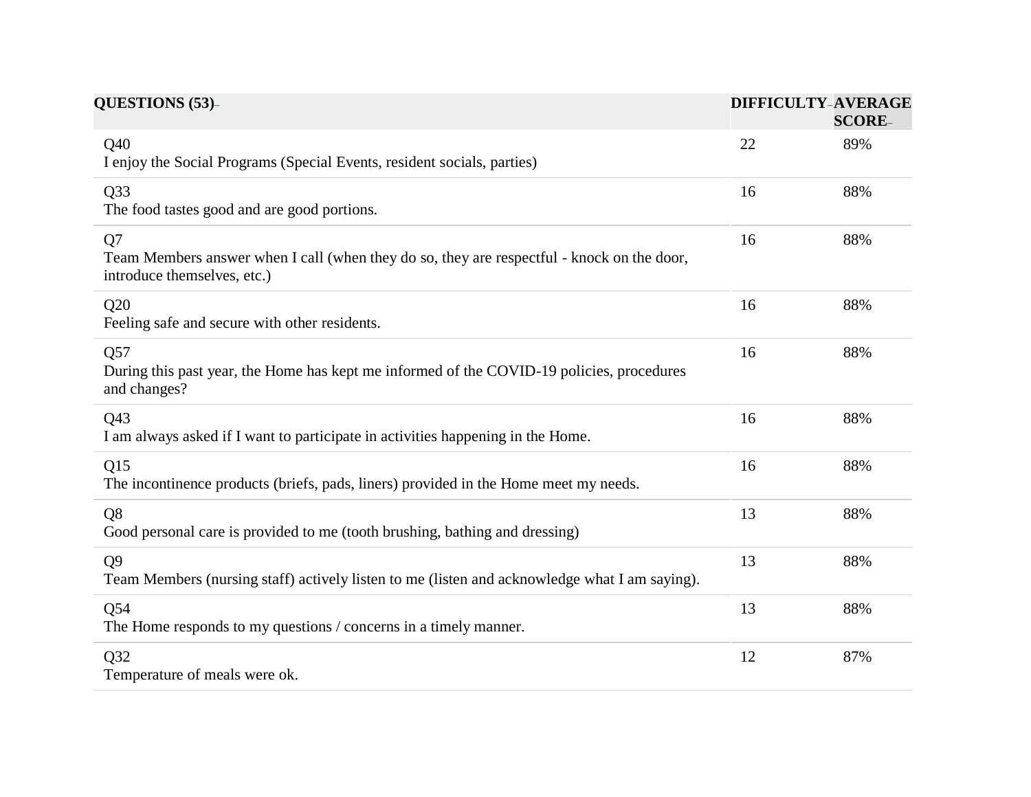| QUESTIONS (53) | DIFFICULTY | AVERAGE SCORE |
|---|---|---|
| Q40<br>I enjoy the Social Programs (Special Events, resident socials, parties) | 22 | 89% |
| Q33<br>The food tastes good and are good portions. | 16 | 88% |
| Q7<br>Team Members answer when I call (when they do so, they are respectful - knock on the door, introduce themselves, etc.) | 16 | 88% |
| Q20<br>Feeling safe and secure with other residents. | 16 | 88% |
| Q57<br>During this past year, the Home has kept me informed of the COVID-19 policies, procedures and changes? | 16 | 88% |
| Q43<br>I am always asked if I want to participate in activities happening in the Home. | 16 | 88% |
| Q15<br>The incontinence products (briefs, pads, liners) provided in the Home meet my needs. | 16 | 88% |
| Q8<br>Good personal care is provided to me (tooth brushing, bathing and dressing) | 13 | 88% |
| Q9<br>Team Members (nursing staff) actively listen to me (listen and acknowledge what I am saying). | 13 | 88% |
| Q54<br>The Home responds to my questions / concerns in a timely manner. | 13 | 88% |
| Q32<br>Temperature of meals were ok. | 12 | 87% |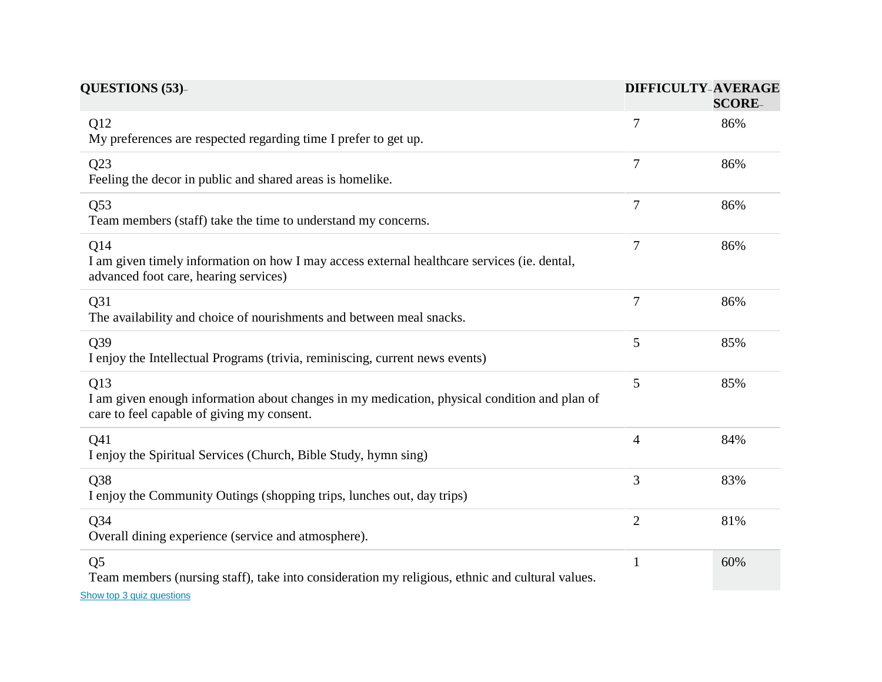| QUESTIONS (53) | DIFFICULTY | AVERAGE SCORE |
|---|---|---|
| Q12<br>My preferences are respected regarding time I prefer to get up. | 7 | 86% |
| Q23<br>Feeling the decor in public and shared areas is homelike. | 7 | 86% |
| Q53<br>Team members (staff) take the time to understand my concerns. | 7 | 86% |
| Q14<br>I am given timely information on how I may access external healthcare services (ie. dental, advanced foot care, hearing services) | 7 | 86% |
| Q31<br>The availability and choice of nourishments and between meal snacks. | 7 | 86% |
| Q39<br>I enjoy the Intellectual Programs (trivia, reminiscing, current news events) | 5 | 85% |
| Q13<br>I am given enough information about changes in my medication, physical condition and plan of care to feel capable of giving my consent. | 5 | 85% |
| Q41<br>I enjoy the Spiritual Services (Church, Bible Study, hymn sing) | 4 | 84% |
| Q38<br>I enjoy the Community Outings (shopping trips, lunches out, day trips) | 3 | 83% |
| Q34<br>Overall dining experience (service and atmosphere). | 2 | 81% |
| Q5<br>Team members (nursing staff), take into consideration my religious, ethnic and cultural values. | 1 | 60% |

Show top 3 quiz questions